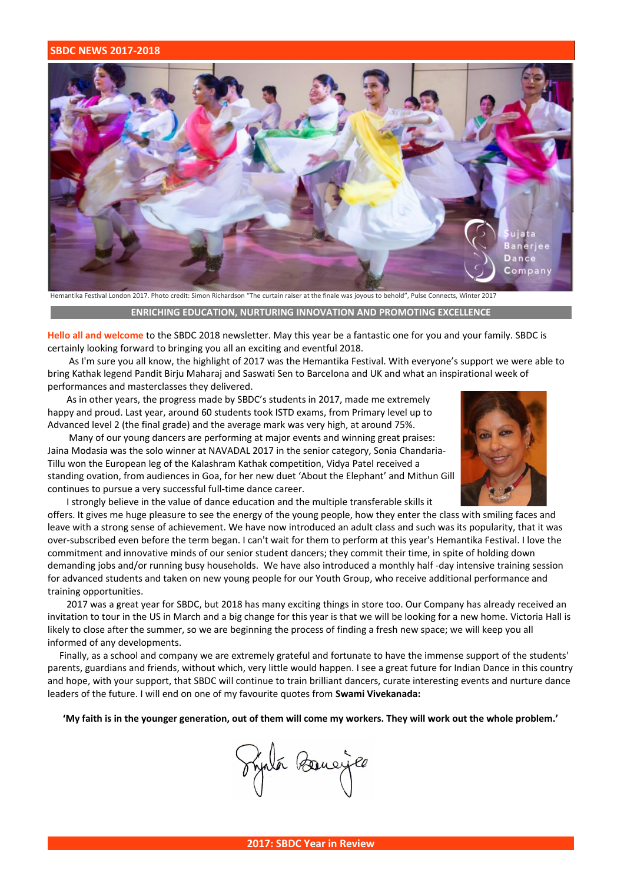## SBDC NEWS 2017-2018

Hemantika Festival London 2017. Photo credit: Simon Richardson "The curtain raiser at the finale was joyous to behold", Pulse Connects, Winter 2017

**ENRICHING EDUCATION, NURTURING INNOVATION AND PROMOTING EXCELLENCE**

**Hello all and welcome** to the SBDC 2018 newsletter. May this year be a fantastic one for you and your family. SBDC is certainly looking forward to bringing you all an exciting and eventful 2018.

As I'm sure you all know, the highlight of 2017 was the Hemantika Festival. With everyone's support we were able to bring Kathak legend Pandit Birju Maharaj and Saswati Sen to Barcelona and UK and what an inspirational week of performances and masterclasses they delivered.

As in other years, the progress made by SBDC's students in 2017, made me extremely happy and proud. Last year, around 60 students took ISTD exams, from Primary level up to Advanced level 2 (the final grade) and the average mark was very high, at around 75%.

Many of our young dancers are performing at major events and winning great praises: Jaina Modasia was the solo winner at NAVADAL 2017 in the senior category, Sonia Chandaria-Tillu won the European leg of the Kalashram Kathak competition, Vidya Patel received a standing ovation, from audiences in Goa, for her new duet 'About the Elephant' and Mithun Gill continues to pursue a very successful full-time dance career.

I strongly believe in the value of dance education and the multiple transferable skills it offers. It gives me huge pleasure to see the energy of the young people, how they enter the class with smiling faces and leave with a strong sense of achievement. We have now introduced an adult class and such was its popularity, that it was over-subscribed even before the term began. I can't wait for them to perform at this year's Hemantika Festival. I love the commitment and innovative minds of our senior student dancers; they commit their time, in spite of holding down demanding jobs and/or running busy households. We have also introduced a monthly half -day intensive training session for advanced students and taken on new young people for our Youth Group, who receive additional performance and training opportunities.

2017 was a great year for SBDC, but 2018 has many exciting things in store too. Our Company has already received an invitation to tour in the US in March and a big change for this year is that we will be looking for a new home. Victoria Hall is likely to close after the summer, so we are beginning the process of finding a fresh new space; we will keep you all informed of any developments.

Finally, as a school and company we are extremely grateful and fortunate to have the immense support of the students' parents, guardians and friends, without which, very little would happen. I see a great future for Indian Dance in this country and hope, with your support, that SBDC will continue to train brilliant dancers, curate interesting events and nurture dance leaders of the future. I will end on one of my favourite quotes from **Swami Vivekanada:**

**'My faith is in the younger generation, out of them will come my workers. They will work out the whole problem.'**

## 2017: SBDC Year in Review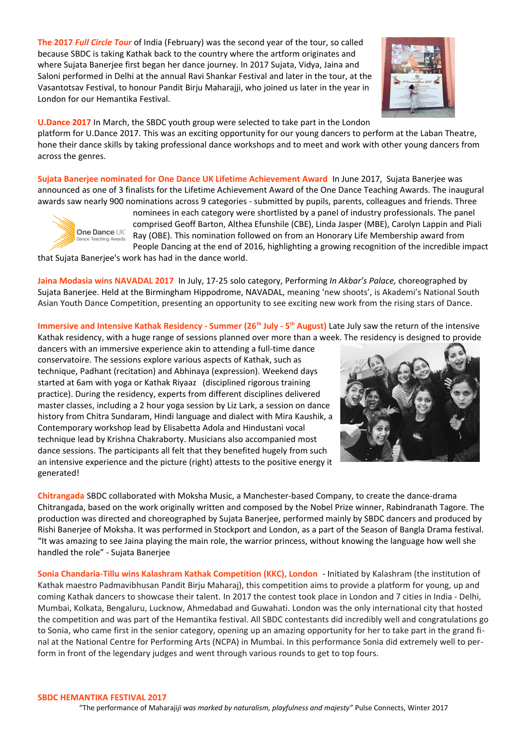**The 2017 *Full Circle Tour*** of India (February) was the second year of the tour, so called because SBDC is taking Kathak back to the country where the artform originates and where Sujata Banerjee first began her dance journey. In 2017 Sujata, Vidya, Jaina and Saloni performed in Delhi at the annual Ravi Shankar Festival and later in the tour, at the Vasantotsav Festival, to honour Pandit Birju Maharajji, who joined us later in the year in London for our Hemantika Festival.

**U.Dance 2017** In March, the SBDC youth group were selected to take part in the London platform for U.Dance 2017. This was an exciting opportunity for our young dancers to perform at the Laban Theatre, hone their dance skills by taking professional dance workshops and to meet and work with other young dancers from across the genres.

**Sujata Banerjee nominated for One Dance UK Lifetime Achievement Award** In June 2017, Sujata Banerjee was announced as one of 3 finalists for the Lifetime Achievement Award of the One Dance Teaching Awards. The inaugural awards saw nearly 900 nominations across 9 categories - submitted by pupils, parents, colleagues and friends. Three nominees in each category were shortlisted by a panel of industry professionals. The panel comprised Geoff Barton, Althea Efunshile (CBE), Linda Jasper (MBE), Carolyn Lappin and Piali Ray (OBE). This nomination followed on from an Honorary Life Membership award from People Dancing at the end of 2016, highlighting a growing recognition of the incredible impact that Sujata Banerjee's work has had in the dance world.

**Jaina Modasia wins NAVADAL 2017** In July, 17-25 solo category, Performing *In Akbar's Palace,* choreographed by Sujata Banerjee. Held at the Birmingham Hippodrome, NAVADAL, meaning 'new shoots', is Akademi's National South Asian Youth Dance Competition, presenting an opportunity to see exciting new work from the rising stars of Dance.

**Immersive and Intensive Kathak Residency - Summer (26th July - 5th August)** Late July saw the return of the intensive Kathak residency, with a huge range of sessions planned over more than a week. The residency is designed to provide dancers with an immersive experience akin to attending a full-time dance conservatoire. The sessions explore various aspects of Kathak, such as technique, Padhant (recitation) and Abhinaya (expression). Weekend days started at 6am with yoga or Kathak Riyaaz (disciplined rigorous training practice). During the residency, experts from different disciplines delivered master classes, including a 2 hour yoga session by Liz Lark, a session on dance history from Chitra Sundaram, Hindi language and dialect with Mira Kaushik, a Contemporary workshop lead by Elisabetta Adola and Hindustani vocal technique lead by Krishna Chakraborty. Musicians also accompanied most dance sessions. The participants all felt that they benefited hugely from such an intensive experience and the picture (right) attests to the positive energy it generated!

**Chitrangada** SBDC collaborated with Moksha Music, a Manchester-based Company, to create the dance-drama Chitrangada, based on the work originally written and composed by the Nobel Prize winner, Rabindranath Tagore. The production was directed and choreographed by Sujata Banerjee, performed mainly by SBDC dancers and produced by Rishi Banerjee of Moksha. It was performed in Stockport and London, as a part of the Season of Bangla Drama festival. "It was amazing to see Jaina playing the main role, the warrior princess, without knowing the language how well she handled the role" - Sujata Banerjee

**Sonia Chandaria-Tillu wins Kalashram Kathak Competition (KKC), London** - Initiated by Kalashram (the institution of Kathak maestro Padmavibhusan Pandit Birju Maharaj), this competition aims to provide a platform for young, up and coming Kathak dancers to showcase their talent. In 2017 the contest took place in London and 7 cities in India - Delhi, Mumbai, Kolkata, Bengaluru, Lucknow, Ahmedabad and Guwahati. London was the only international city that hosted the competition and was part of the Hemantika festival. All SBDC contestants did incredibly well and congratulations go to Sonia, who came first in the senior category, opening up an amazing opportunity for her to take part in the grand final at the National Centre for Performing Arts (NCPA) in Mumbai. In this performance Sonia did extremely well to perform in front of the legendary judges and went through various rounds to get to top fours.

## SBDC HEMANTIKA FESTIVAL 2017

"The performance of Maharaj*ji was marked by naturalism, playfulness and majesty"* Pulse Connects, Winter 2017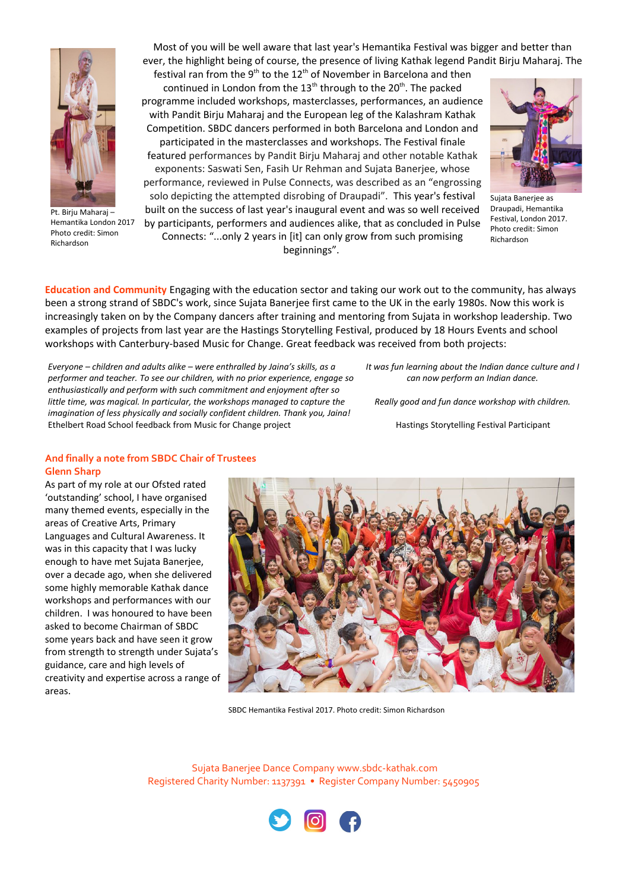Pt. Birju Maharaj – Hemantika London 2017 Photo credit: Simon Richardson

Most of you will be well aware that last year's Hemantika Festival was bigger and better than ever, the highlight being of course, the presence of living Kathak legend Pandit Birju Maharaj. The festival ran from the 9th to the 12th of November in Barcelona and then continued in London from the 13th through to the 20th. The packed programme included workshops, masterclasses, performances, an audience with Pandit Birju Maharaj and the European leg of the Kalashram Kathak Competition. SBDC dancers performed in both Barcelona and London and participated in the masterclasses and workshops. The Festival finale featured performances by Pandit Birju Maharaj and other notable Kathak exponents: Saswati Sen, Fasih Ur Rehman and Sujata Banerjee, whose performance, reviewed in Pulse Connects, was described as an "engrossing solo depicting the attempted disrobing of Draupadi". This year's festival built on the success of last year's inaugural event and was so well received by participants, performers and audiences alike, that as concluded in Pulse Connects: "...only 2 years in [it] can only grow from such promising beginnings".

Sujata Banerjee as Draupadi, Hemantika Festival, London 2017. Photo credit: Simon Richardson

**Education and Community** Engaging with the education sector and taking our work out to the community, has always been a strong strand of SBDC's work, since Sujata Banerjee first came to the UK in the early 1980s. Now this work is increasingly taken on by the Company dancers after training and mentoring from Sujata in workshop leadership. Two examples of projects from last year are the Hastings Storytelling Festival, produced by 18 Hours Events and school workshops with Canterbury-based Music for Change. Great feedback was received from both projects:

*Everyone – children and adults alike – were enthralled by Jaina's skills, as a performer and teacher. To see our children, with no prior experience, engage so enthusiastically and perform with such commitment and enjoyment after so little time, was magical. In particular, the workshops managed to capture the imagination of less physically and socially confident children. Thank you, Jaina!*
Ethelbert Road School feedback from Music for Change project

*It was fun learning about the Indian dance culture and I can now perform an Indian dance.*

*Really good and fun dance workshop with children.*

Hastings Storytelling Festival Participant

## And finally a note from SBDC Chair of Trustees Glenn Sharp

As part of my role at our Ofsted rated 'outstanding' school, I have organised many themed events, especially in the areas of Creative Arts, Primary Languages and Cultural Awareness. It was in this capacity that I was lucky enough to have met Sujata Banerjee, over a decade ago, when she delivered some highly memorable Kathak dance workshops and performances with our children. I was honoured to have been asked to become Chairman of SBDC some years back and have seen it grow from strength to strength under Sujata's guidance, care and high levels of creativity and expertise across a range of areas.

SBDC Hemantika Festival 2017. Photo credit: Simon Richardson

Sujata Banerjee Dance Company www.sbdc-kathak.com
Registered Charity Number: 1137391 • Register Company Number: 5450905